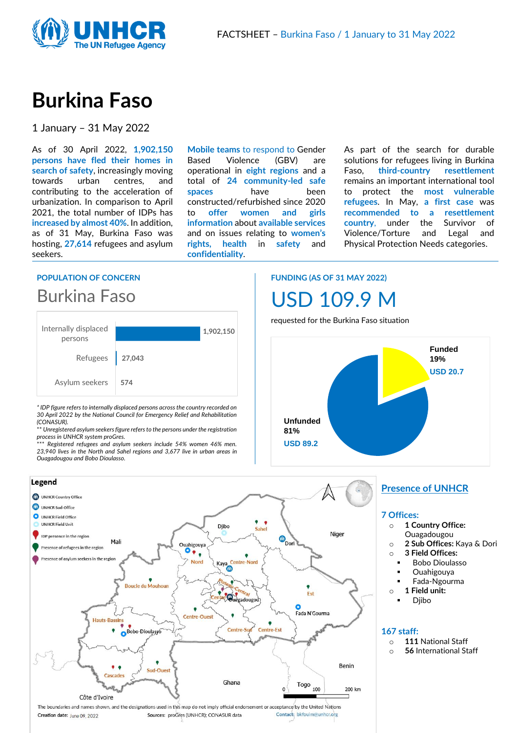FACTSHEET – Burkina Faso / 1 January to 31 May 2022

# Burkina Faso

1 January – 31 May 2022

As of 30 April 2022, **1,902,150 persons have fled their homes in search of safety**, increasingly moving towards urban centres, and contributing to the acceleration of urbanization. In comparison to April 2021, the total number of IDPs has **increased by almost 40%**. In addition, as of 31 May, Burkina Faso was hosting, **27,614** refugees and asylum seekers.

**Mobile teams** to respond to Gender Based Violence (GBV) are operational in **eight regions** and a total of **24 community-led safe spaces** have been constructed/refurbished since 2020 to **offer women and girls information** about **available services** and on issues relating to **women's rights, health in safety** and **confidentiality**.

As part of the search for durable solutions for refugees living in Burkina Faso, **third-country resettlement** remains an important international tool to protect the **most vulnerable refugees**. In May, **a first case** was **recommended to a resettlement country**, under the Survivor of Violence/Torture and Legal and Physical Protection Needs categories.

## POPULATION OF CONCERN

### Burkina Faso

| Category | Number |
|---|---|
| Internally displaced persons | 1,902,150 |
| Refugees | 27,043 |
| Asylum seekers | 574 |

*\* IDP figure refers to internally displaced persons across the country recorded on 30 April 2022 by the National Council for Emergency Relief and Rehabilitation (CONASUR).*
*\*\* Unregistered asylum seekers figure refers to the persons under the registration process in UNHCR system proGres.*
*\*\*\* Registered refugees and asylum seekers include 54% women 46% men. 23,940 lives in the North and Sahel regions and 3,677 live in urban areas in Ouagadougou and Bobo Dioulasso.*

## FUNDING (AS OF 31 MAY 2022)

# USD 109.9 M

requested for the Burkina Faso situation

| | Share | Amount |
|---|---|---|
| Funded | 19% | USD 20.7 |
| Unfunded | 81% | USD 89.2 |

Legend: UNHCR Country Office; UNHCR Sud-Office; UNHCR Field Office; UNHCR Field Unit; IDP presence in the region; Presence of refugees in the region; Presence of asylum seekers in the region

The boundaries and names shown, and the designations used in this map do not imply official endorsement or acceptance by the United Nations
Creation date: June 09, 2022 Sources: proGres (UNHCR); CONASUR data Contact: bkfouim@unhcr.org

## Presence of UNHCR

### 7 Offices:

- **1 Country Office:** Ouagadougou
- **2 Sub Offices:** Kaya & Dori
- **3 Field Offices:**
  - Bobo Dioulasso
  - Ouahigouya
  - Fada-Ngourma
- **1 Field unit:**
  - Djibo

### 167 staff:

- **111** National Staff
- **56** International Staff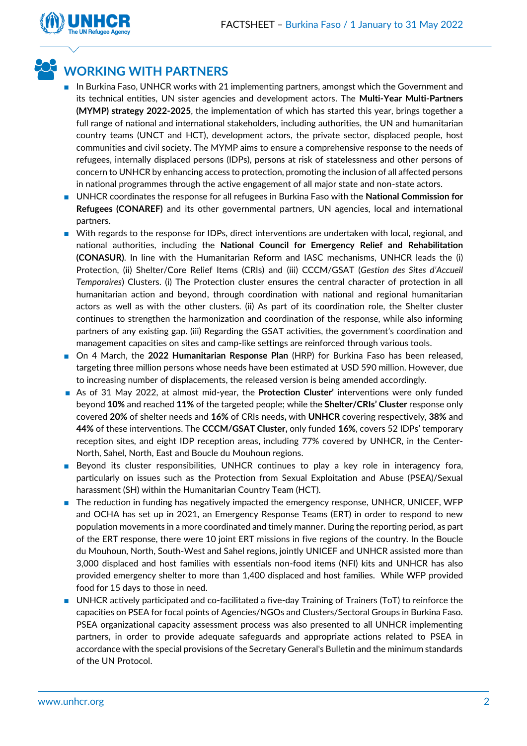## WORKING WITH PARTNERS

- In Burkina Faso, UNHCR works with 21 implementing partners, amongst which the Government and its technical entities, UN sister agencies and development actors. The **Multi-Year Multi-Partners (MYMP) strategy 2022-2025**, the implementation of which has started this year, brings together a full range of national and international stakeholders, including authorities, the UN and humanitarian country teams (UNCT and HCT), development actors, the private sector, displaced people, host communities and civil society. The MYMP aims to ensure a comprehensive response to the needs of refugees, internally displaced persons (IDPs), persons at risk of statelessness and other persons of concern to UNHCR by enhancing access to protection, promoting the inclusion of all affected persons in national programmes through the active engagement of all major state and non-state actors.
- UNHCR coordinates the response for all refugees in Burkina Faso with the **National Commission for Refugees (CONAREF)** and its other governmental partners, UN agencies, local and international partners.
- With regards to the response for IDPs, direct interventions are undertaken with local, regional, and national authorities, including the **National Council for Emergency Relief and Rehabilitation (CONASUR)**. In line with the Humanitarian Reform and IASC mechanisms, UNHCR leads the (i) Protection, (ii) Shelter/Core Relief Items (CRIs) and (iii) CCCM/GSAT (*Gestion des Sites d'Accueil Temporaires*) Clusters. (i) The Protection cluster ensures the central character of protection in all humanitarian action and beyond, through coordination with national and regional humanitarian actors as well as with the other clusters. (ii) As part of its coordination role, the Shelter cluster continues to strengthen the harmonization and coordination of the response, while also informing partners of any existing gap. (iii) Regarding the GSAT activities, the government's coordination and management capacities on sites and camp-like settings are reinforced through various tools.
- On 4 March, the **2022 Humanitarian Response Plan** (HRP) for Burkina Faso has been released, targeting three million persons whose needs have been estimated at USD 590 million. However, due to increasing number of displacements, the released version is being amended accordingly.
- As of 31 May 2022, at almost mid-year, the **Protection Cluster'** interventions were only funded beyond **10%** and reached **11%** of the targeted people; while the **Shelter/CRIs' Cluster** response only covered **20%** of shelter needs and **16%** of CRIs needs, with **UNHCR** covering respectively, **38%** and **44%** of these interventions. The **CCCM/GSAT Cluster,** only funded **16%**, covers 52 IDPs' temporary reception sites, and eight IDP reception areas, including 77% covered by UNHCR, in the Center-North, Sahel, North, East and Boucle du Mouhoun regions.
- Beyond its cluster responsibilities, UNHCR continues to play a key role in interagency fora, particularly on issues such as the Protection from Sexual Exploitation and Abuse (PSEA)/Sexual harassment (SH) within the Humanitarian Country Team (HCT).
- The reduction in funding has negatively impacted the emergency response, UNHCR, UNICEF, WFP and OCHA has set up in 2021, an Emergency Response Teams (ERT) in order to respond to new population movements in a more coordinated and timely manner. During the reporting period, as part of the ERT response, there were 10 joint ERT missions in five regions of the country. In the Boucle du Mouhoun, North, South-West and Sahel regions, jointly UNICEF and UNHCR assisted more than 3,000 displaced and host families with essentials non-food items (NFI) kits and UNHCR has also provided emergency shelter to more than 1,400 displaced and host families. While WFP provided food for 15 days to those in need.
- UNHCR actively participated and co-facilitated a five-day Training of Trainers (ToT) to reinforce the capacities on PSEA for focal points of Agencies/NGOs and Clusters/Sectoral Groups in Burkina Faso. PSEA organizational capacity assessment process was also presented to all UNHCR implementing partners, in order to provide adequate safeguards and appropriate actions related to PSEA in accordance with the special provisions of the Secretary General's Bulletin and the minimum standards of the UN Protocol.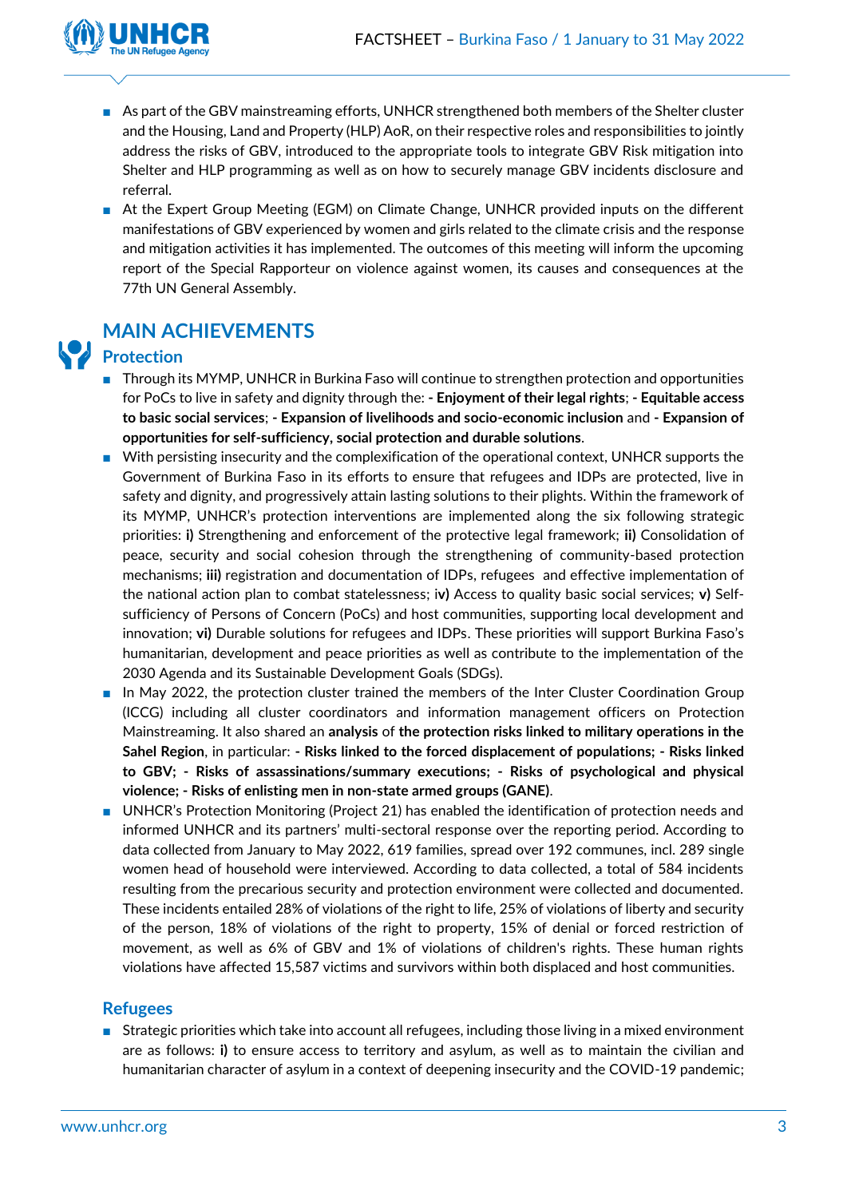- As part of the GBV mainstreaming efforts, UNHCR strengthened both members of the Shelter cluster and the Housing, Land and Property (HLP) AoR, on their respective roles and responsibilities to jointly address the risks of GBV, introduced to the appropriate tools to integrate GBV Risk mitigation into Shelter and HLP programming as well as on how to securely manage GBV incidents disclosure and referral.
- At the Expert Group Meeting (EGM) on Climate Change, UNHCR provided inputs on the different manifestations of GBV experienced by women and girls related to the climate crisis and the response and mitigation activities it has implemented. The outcomes of this meeting will inform the upcoming report of the Special Rapporteur on violence against women, its causes and consequences at the 77th UN General Assembly.

## MAIN ACHIEVEMENTS

### Protection

- Through its MYMP, UNHCR in Burkina Faso will continue to strengthen protection and opportunities for PoCs to live in safety and dignity through the: **- Enjoyment of their legal rights**; **- Equitable access to basic social services**; **- Expansion of livelihoods and socio-economic inclusion** and **- Expansion of opportunities for self-sufficiency, social protection and durable solutions**.
- With persisting insecurity and the complexification of the operational context, UNHCR supports the Government of Burkina Faso in its efforts to ensure that refugees and IDPs are protected, live in safety and dignity, and progressively attain lasting solutions to their plights. Within the framework of its MYMP, UNHCR's protection interventions are implemented along the six following strategic priorities: **i)** Strengthening and enforcement of the protective legal framework; **ii)** Consolidation of peace, security and social cohesion through the strengthening of community-based protection mechanisms; **iii)** registration and documentation of IDPs, refugees and effective implementation of the national action plan to combat statelessness; i**v)** Access to quality basic social services; **v)** Self-sufficiency of Persons of Concern (PoCs) and host communities, supporting local development and innovation; **vi)** Durable solutions for refugees and IDPs. These priorities will support Burkina Faso's humanitarian, development and peace priorities as well as contribute to the implementation of the 2030 Agenda and its Sustainable Development Goals (SDGs).
- In May 2022, the protection cluster trained the members of the Inter Cluster Coordination Group (ICCG) including all cluster coordinators and information management officers on Protection Mainstreaming. It also shared an **analysis** of **the protection risks linked to military operations in the Sahel Region**, in particular: **- Risks linked to the forced displacement of populations; - Risks linked to GBV; - Risks of assassinations/summary executions; - Risks of psychological and physical violence; - Risks of enlisting men in non-state armed groups (GANE)**.
- UNHCR's Protection Monitoring (Project 21) has enabled the identification of protection needs and informed UNHCR and its partners' multi-sectoral response over the reporting period. According to data collected from January to May 2022, 619 families, spread over 192 communes, incl. 289 single women head of household were interviewed. According to data collected, a total of 584 incidents resulting from the precarious security and protection environment were collected and documented. These incidents entailed 28% of violations of the right to life, 25% of violations of liberty and security of the person, 18% of violations of the right to property, 15% of denial or forced restriction of movement, as well as 6% of GBV and 1% of violations of children's rights. These human rights violations have affected 15,587 victims and survivors within both displaced and host communities.

### Refugees

- Strategic priorities which take into account all refugees, including those living in a mixed environment are as follows: **i)** to ensure access to territory and asylum, as well as to maintain the civilian and humanitarian character of asylum in a context of deepening insecurity and the COVID-19 pandemic;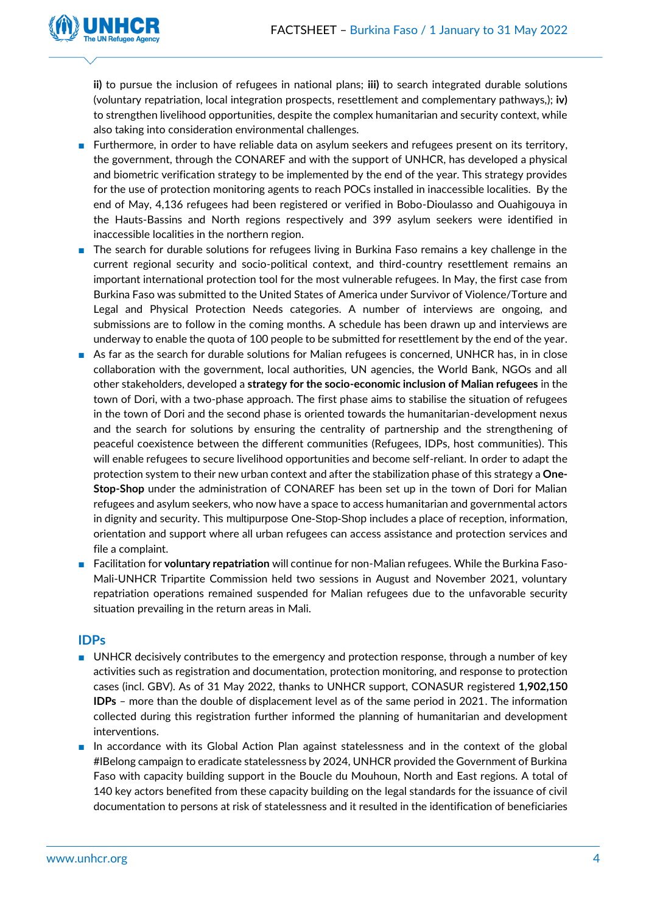**ii)** to pursue the inclusion of refugees in national plans; **iii)** to search integrated durable solutions (voluntary repatriation, local integration prospects, resettlement and complementary pathways,); **iv)** to strengthen livelihood opportunities, despite the complex humanitarian and security context, while also taking into consideration environmental challenges.

- Furthermore, in order to have reliable data on asylum seekers and refugees present on its territory, the government, through the CONAREF and with the support of UNHCR, has developed a physical and biometric verification strategy to be implemented by the end of the year. This strategy provides for the use of protection monitoring agents to reach POCs installed in inaccessible localities. By the end of May, 4,136 refugees had been registered or verified in Bobo-Dioulasso and Ouahigouya in the Hauts-Bassins and North regions respectively and 399 asylum seekers were identified in inaccessible localities in the northern region.
- The search for durable solutions for refugees living in Burkina Faso remains a key challenge in the current regional security and socio-political context, and third-country resettlement remains an important international protection tool for the most vulnerable refugees. In May, the first case from Burkina Faso was submitted to the United States of America under Survivor of Violence/Torture and Legal and Physical Protection Needs categories. A number of interviews are ongoing, and submissions are to follow in the coming months. A schedule has been drawn up and interviews are underway to enable the quota of 100 people to be submitted for resettlement by the end of the year.
- As far as the search for durable solutions for Malian refugees is concerned, UNHCR has, in in close collaboration with the government, local authorities, UN agencies, the World Bank, NGOs and all other stakeholders, developed a **strategy for the socio-economic inclusion of Malian refugees** in the town of Dori, with a two-phase approach. The first phase aims to stabilise the situation of refugees in the town of Dori and the second phase is oriented towards the humanitarian-development nexus and the search for solutions by ensuring the centrality of partnership and the strengthening of peaceful coexistence between the different communities (Refugees, IDPs, host communities). This will enable refugees to secure livelihood opportunities and become self-reliant. In order to adapt the protection system to their new urban context and after the stabilization phase of this strategy a **One-Stop-Shop** under the administration of CONAREF has been set up in the town of Dori for Malian refugees and asylum seekers, who now have a space to access humanitarian and governmental actors in dignity and security. This multipurpose One-Stop-Shop includes a place of reception, information, orientation and support where all urban refugees can access assistance and protection services and file a complaint.
- Facilitation for **voluntary repatriation** will continue for non-Malian refugees. While the Burkina Faso-Mali-UNHCR Tripartite Commission held two sessions in August and November 2021, voluntary repatriation operations remained suspended for Malian refugees due to the unfavorable security situation prevailing in the return areas in Mali.

## IDPs

- UNHCR decisively contributes to the emergency and protection response, through a number of key activities such as registration and documentation, protection monitoring, and response to protection cases (incl. GBV). As of 31 May 2022, thanks to UNHCR support, CONASUR registered **1,902,150 IDPs** – more than the double of displacement level as of the same period in 2021. The information collected during this registration further informed the planning of humanitarian and development interventions.
- In accordance with its Global Action Plan against statelessness and in the context of the global #IBelong campaign to eradicate statelessness by 2024, UNHCR provided the Government of Burkina Faso with capacity building support in the Boucle du Mouhoun, North and East regions. A total of 140 key actors benefited from these capacity building on the legal standards for the issuance of civil documentation to persons at risk of statelessness and it resulted in the identification of beneficiaries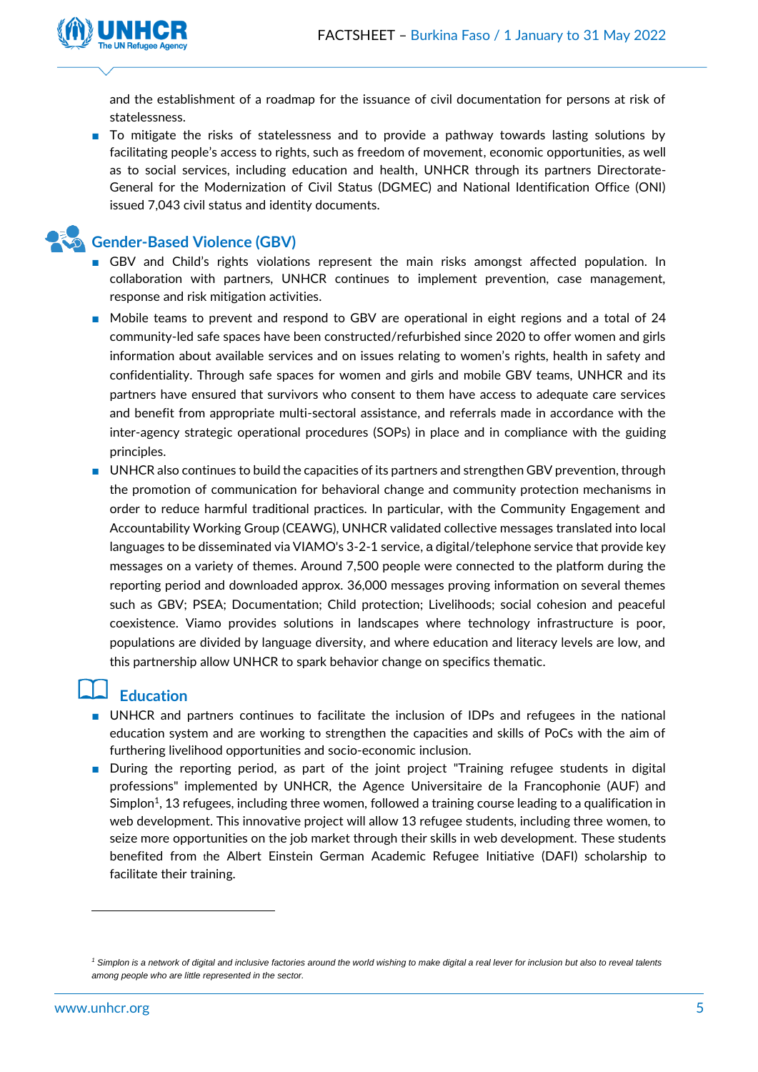and the establishment of a roadmap for the issuance of civil documentation for persons at risk of statelessness.

- To mitigate the risks of statelessness and to provide a pathway towards lasting solutions by facilitating people's access to rights, such as freedom of movement, economic opportunities, as well as to social services, including education and health, UNHCR through its partners Directorate-General for the Modernization of Civil Status (DGMEC) and National Identification Office (ONI) issued 7,043 civil status and identity documents.

## Gender-Based Violence (GBV)

- GBV and Child's rights violations represent the main risks amongst affected population. In collaboration with partners, UNHCR continues to implement prevention, case management, response and risk mitigation activities.
- Mobile teams to prevent and respond to GBV are operational in eight regions and a total of 24 community-led safe spaces have been constructed/refurbished since 2020 to offer women and girls information about available services and on issues relating to women's rights, health in safety and confidentiality. Through safe spaces for women and girls and mobile GBV teams, UNHCR and its partners have ensured that survivors who consent to them have access to adequate care services and benefit from appropriate multi-sectoral assistance, and referrals made in accordance with the inter-agency strategic operational procedures (SOPs) in place and in compliance with the guiding principles.
- UNHCR also continues to build the capacities of its partners and strengthen GBV prevention, through the promotion of communication for behavioral change and community protection mechanisms in order to reduce harmful traditional practices. In particular, with the Community Engagement and Accountability Working Group (CEAWG), UNHCR validated collective messages translated into local languages to be disseminated via VIAMO's 3-2-1 service, a digital/telephone service that provide key messages on a variety of themes. Around 7,500 people were connected to the platform during the reporting period and downloaded approx. 36,000 messages proving information on several themes such as GBV; PSEA; Documentation; Child protection; Livelihoods; social cohesion and peaceful coexistence. Viamo provides solutions in landscapes where technology infrastructure is poor, populations are divided by language diversity, and where education and literacy levels are low, and this partnership allow UNHCR to spark behavior change on specifics thematic.

## Education

- UNHCR and partners continues to facilitate the inclusion of IDPs and refugees in the national education system and are working to strengthen the capacities and skills of PoCs with the aim of furthering livelihood opportunities and socio-economic inclusion.
- During the reporting period, as part of the joint project "Training refugee students in digital professions" implemented by UNHCR, the Agence Universitaire de la Francophonie (AUF) and Simplon[1], 13 refugees, including three women, followed a training course leading to a qualification in web development. This innovative project will allow 13 refugee students, including three women, to seize more opportunities on the job market through their skills in web development. These students benefited from the Albert Einstein German Academic Refugee Initiative (DAFI) scholarship to facilitate their training.

---

[1] *Simplon is a network of digital and inclusive factories around the world wishing to make digital a real lever for inclusion but also to reveal talents among people who are little represented in the sector.*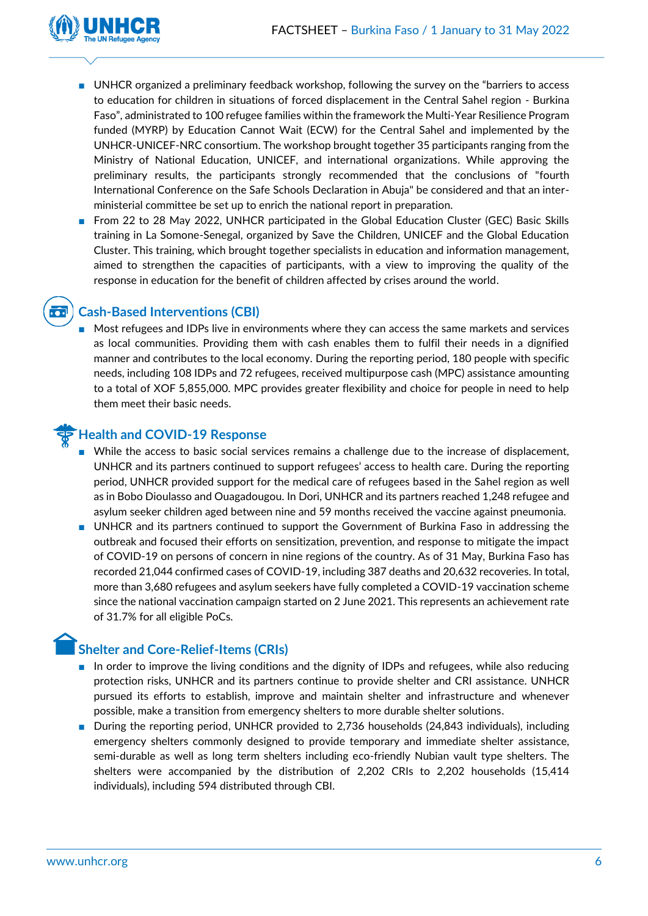- UNHCR organized a preliminary feedback workshop, following the survey on the "barriers to access to education for children in situations of forced displacement in the Central Sahel region - Burkina Faso", administrated to 100 refugee families within the framework the Multi-Year Resilience Program funded (MYRP) by Education Cannot Wait (ECW) for the Central Sahel and implemented by the UNHCR-UNICEF-NRC consortium. The workshop brought together 35 participants ranging from the Ministry of National Education, UNICEF, and international organizations. While approving the preliminary results, the participants strongly recommended that the conclusions of "fourth International Conference on the Safe Schools Declaration in Abuja" be considered and that an inter-ministerial committee be set up to enrich the national report in preparation.
- From 22 to 28 May 2022, UNHCR participated in the Global Education Cluster (GEC) Basic Skills training in La Somone-Senegal, organized by Save the Children, UNICEF and the Global Education Cluster. This training, which brought together specialists in education and information management, aimed to strengthen the capacities of participants, with a view to improving the quality of the response in education for the benefit of children affected by crises around the world.

## Cash-Based Interventions (CBI)

- Most refugees and IDPs live in environments where they can access the same markets and services as local communities. Providing them with cash enables them to fulfil their needs in a dignified manner and contributes to the local economy. During the reporting period, 180 people with specific needs, including 108 IDPs and 72 refugees, received multipurpose cash (MPC) assistance amounting to a total of XOF 5,855,000. MPC provides greater flexibility and choice for people in need to help them meet their basic needs.

## Health and COVID-19 Response

- While the access to basic social services remains a challenge due to the increase of displacement, UNHCR and its partners continued to support refugees' access to health care. During the reporting period, UNHCR provided support for the medical care of refugees based in the Sahel region as well as in Bobo Dioulasso and Ouagadougou. In Dori, UNHCR and its partners reached 1,248 refugee and asylum seeker children aged between nine and 59 months received the vaccine against pneumonia.
- UNHCR and its partners continued to support the Government of Burkina Faso in addressing the outbreak and focused their efforts on sensitization, prevention, and response to mitigate the impact of COVID-19 on persons of concern in nine regions of the country. As of 31 May, Burkina Faso has recorded 21,044 confirmed cases of COVID-19, including 387 deaths and 20,632 recoveries. In total, more than 3,680 refugees and asylum seekers have fully completed a COVID-19 vaccination scheme since the national vaccination campaign started on 2 June 2021. This represents an achievement rate of 31.7% for all eligible PoCs.

## Shelter and Core-Relief-Items (CRIs)

- In order to improve the living conditions and the dignity of IDPs and refugees, while also reducing protection risks, UNHCR and its partners continue to provide shelter and CRI assistance. UNHCR pursued its efforts to establish, improve and maintain shelter and infrastructure and whenever possible, make a transition from emergency shelters to more durable shelter solutions.
- During the reporting period, UNHCR provided to 2,736 households (24,843 individuals), including emergency shelters commonly designed to provide temporary and immediate shelter assistance, semi-durable as well as long term shelters including eco-friendly Nubian vault type shelters. The shelters were accompanied by the distribution of 2,202 CRIs to 2,202 households (15,414 individuals), including 594 distributed through CBI.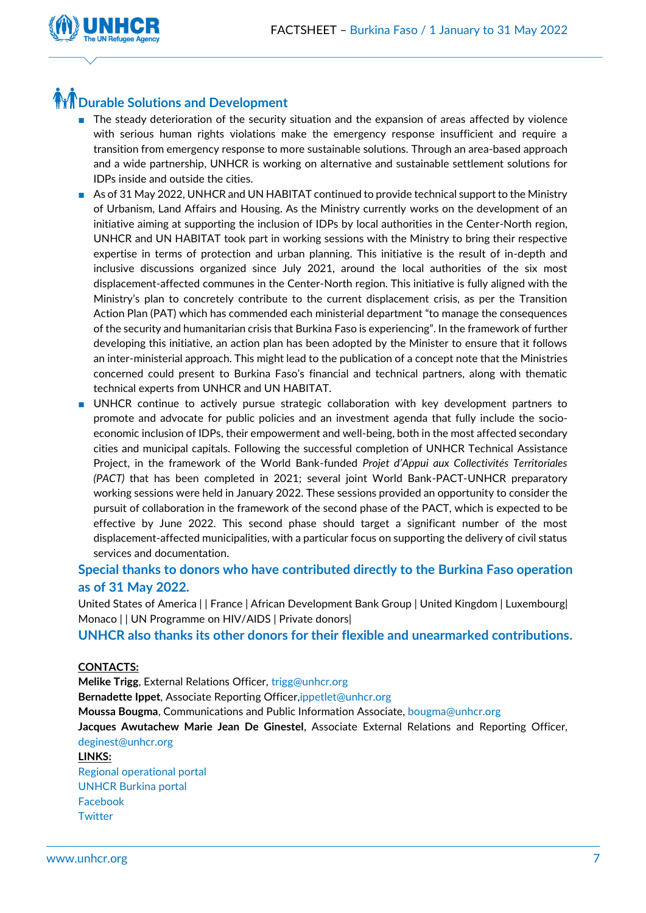## Durable Solutions and Development

- The steady deterioration of the security situation and the expansion of areas affected by violence with serious human rights violations make the emergency response insufficient and require a transition from emergency response to more sustainable solutions. Through an area-based approach and a wide partnership, UNHCR is working on alternative and sustainable settlement solutions for IDPs inside and outside the cities.
- As of 31 May 2022, UNHCR and UN HABITAT continued to provide technical support to the Ministry of Urbanism, Land Affairs and Housing. As the Ministry currently works on the development of an initiative aiming at supporting the inclusion of IDPs by local authorities in the Center-North region, UNHCR and UN HABITAT took part in working sessions with the Ministry to bring their respective expertise in terms of protection and urban planning. This initiative is the result of in-depth and inclusive discussions organized since July 2021, around the local authorities of the six most displacement-affected communes in the Center-North region. This initiative is fully aligned with the Ministry's plan to concretely contribute to the current displacement crisis, as per the Transition Action Plan (PAT) which has commended each ministerial department "to manage the consequences of the security and humanitarian crisis that Burkina Faso is experiencing". In the framework of further developing this initiative, an action plan has been adopted by the Minister to ensure that it follows an inter-ministerial approach. This might lead to the publication of a concept note that the Ministries concerned could present to Burkina Faso's financial and technical partners, along with thematic technical experts from UNHCR and UN HABITAT.
- UNHCR continue to actively pursue strategic collaboration with key development partners to promote and advocate for public policies and an investment agenda that fully include the socio-economic inclusion of IDPs, their empowerment and well-being, both in the most affected secondary cities and municipal capitals. Following the successful completion of UNHCR Technical Assistance Project, in the framework of the World Bank-funded *Projet d'Appui aux Collectivités Territoriales (PACT)* that has been completed in 2021; several joint World Bank-PACT-UNHCR preparatory working sessions were held in January 2022. These sessions provided an opportunity to consider the pursuit of collaboration in the framework of the second phase of the PACT, which is expected to be effective by June 2022. This second phase should target a significant number of the most displacement-affected municipalities, with a particular focus on supporting the delivery of civil status services and documentation.

### Special thanks to donors who have contributed directly to the Burkina Faso operation as of 31 May 2022.

United States of America | | France | African Development Bank Group | United Kingdom | Luxembourg| Monaco | | UN Programme on HIV/AIDS | Private donors|

### UNHCR also thanks its other donors for their flexible and unearmarked contributions.

**CONTACTS:**

**Melike Trigg**, External Relations Officer, trigg@unhcr.org

**Bernadette Ippet**, Associate Reporting Officer,ippetlet@unhcr.org

**Moussa Bougma**, Communications and Public Information Associate, bougma@unhcr.org

**Jacques Awutachew Marie Jean De Ginestel**, Associate External Relations and Reporting Officer, deginest@unhcr.org

**LINKS:**

Regional operational portal

UNHCR Burkina portal

Facebook

Twitter